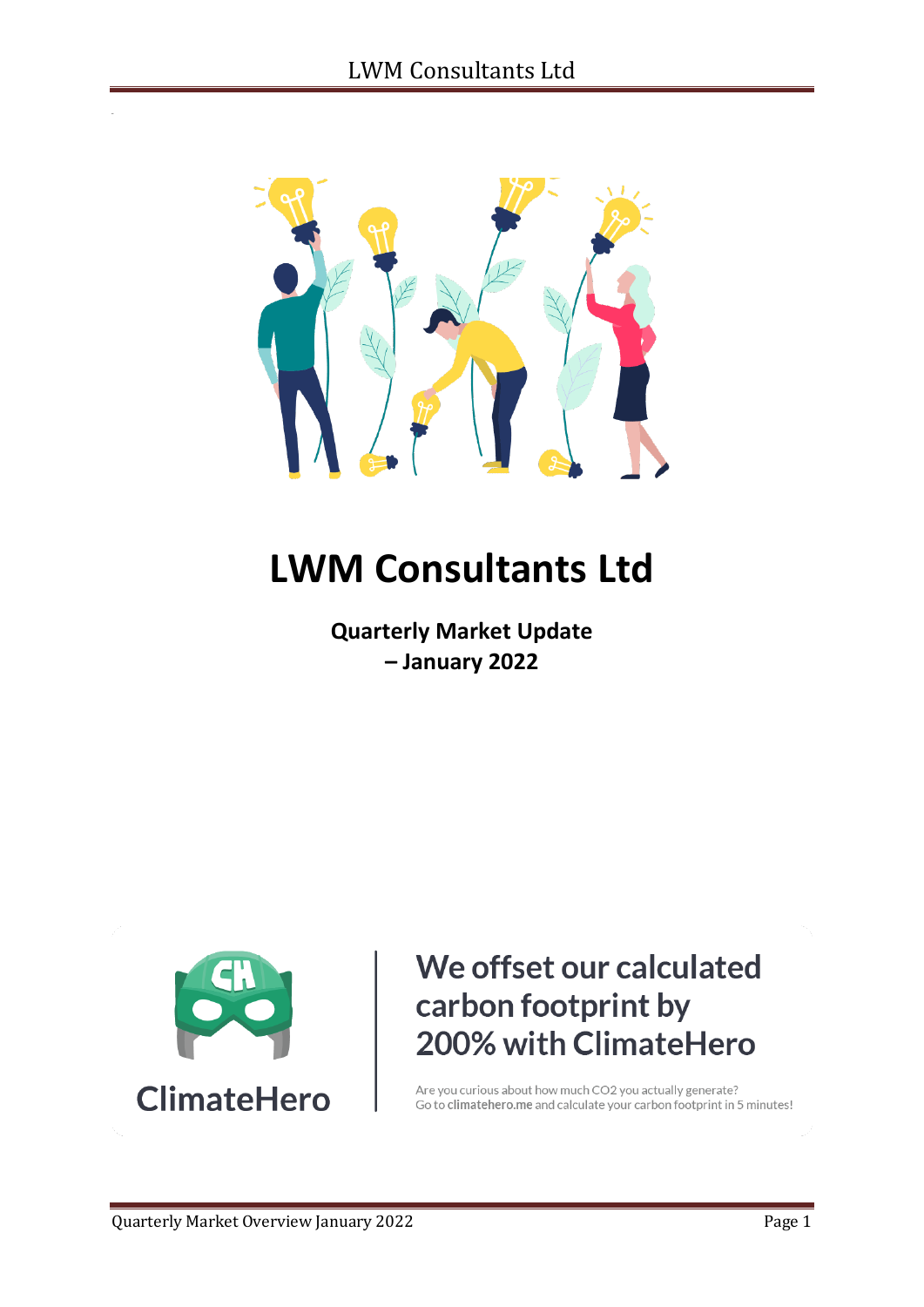# LWM Consultants Ltd

**Quarterly Market Update – January 2022**

ClimateHero

We offset our calculated carbon footprint by 200% with ClimateHero

Are you curious about how much CO2 you actually generate?
Go to **climatehero.me** and calculate your carbon footprint in 5 minutes!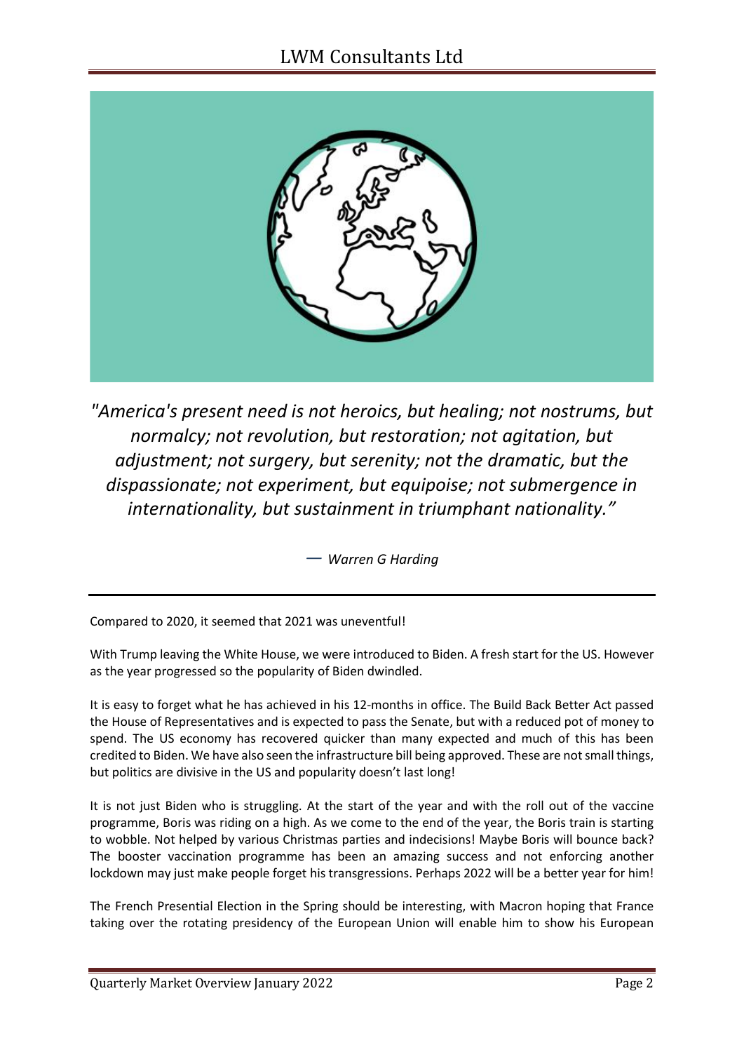*"America's present need is not heroics, but healing; not nostrums, but normalcy; not revolution, but restoration; not agitation, but adjustment; not surgery, but serenity; not the dramatic, but the dispassionate; not experiment, but equipoise; not submergence in internationality, but sustainment in triumphant nationality."*

— *Warren G Harding*

Compared to 2020, it seemed that 2021 was uneventful!

With Trump leaving the White House, we were introduced to Biden. A fresh start for the US. However as the year progressed so the popularity of Biden dwindled.

It is easy to forget what he has achieved in his 12-months in office. The Build Back Better Act passed the House of Representatives and is expected to pass the Senate, but with a reduced pot of money to spend. The US economy has recovered quicker than many expected and much of this has been credited to Biden. We have also seen the infrastructure bill being approved. These are not small things, but politics are divisive in the US and popularity doesn't last long!

It is not just Biden who is struggling. At the start of the year and with the roll out of the vaccine programme, Boris was riding on a high. As we come to the end of the year, the Boris train is starting to wobble. Not helped by various Christmas parties and indecisions! Maybe Boris will bounce back? The booster vaccination programme has been an amazing success and not enforcing another lockdown may just make people forget his transgressions. Perhaps 2022 will be a better year for him!

The French Presential Election in the Spring should be interesting, with Macron hoping that France taking over the rotating presidency of the European Union will enable him to show his European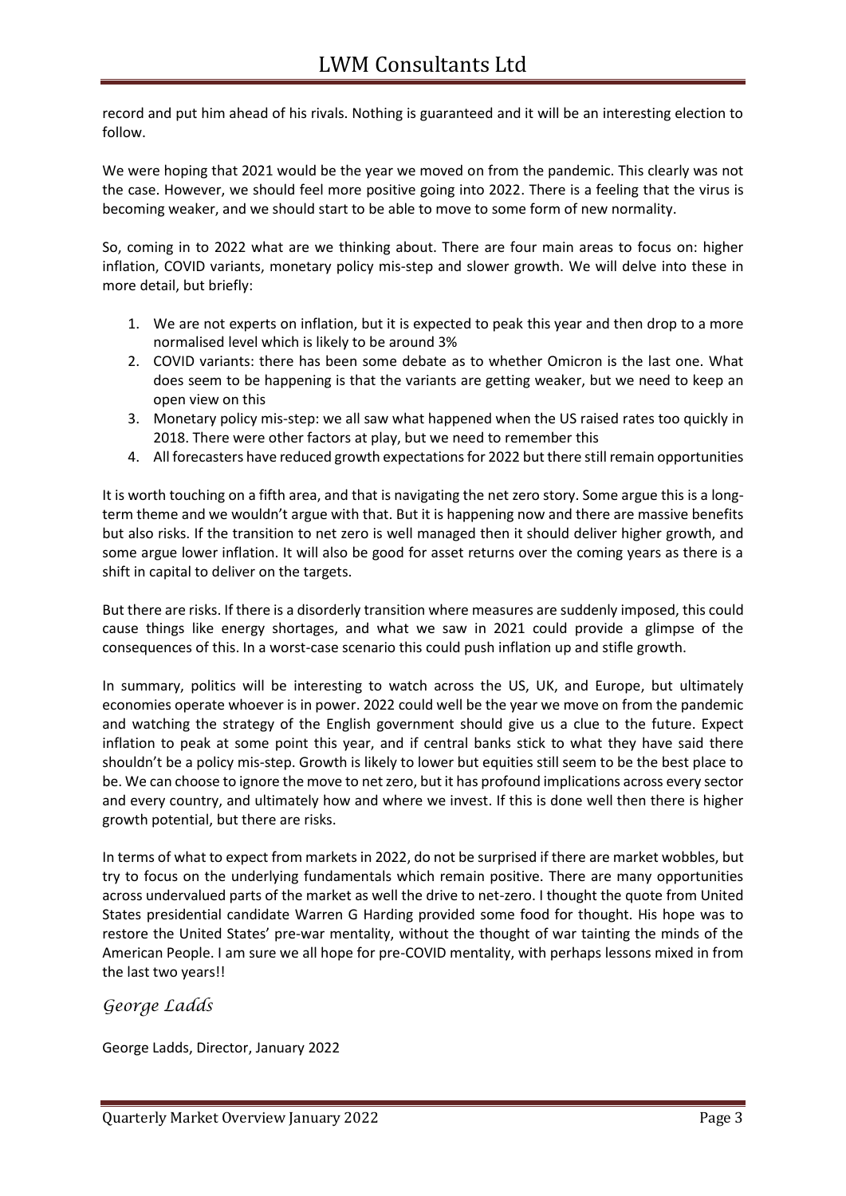record and put him ahead of his rivals. Nothing is guaranteed and it will be an interesting election to follow.

We were hoping that 2021 would be the year we moved on from the pandemic. This clearly was not the case. However, we should feel more positive going into 2022. There is a feeling that the virus is becoming weaker, and we should start to be able to move to some form of new normality.

So, coming in to 2022 what are we thinking about. There are four main areas to focus on: higher inflation, COVID variants, monetary policy mis-step and slower growth. We will delve into these in more detail, but briefly:

1. We are not experts on inflation, but it is expected to peak this year and then drop to a more normalised level which is likely to be around 3%
2. COVID variants: there has been some debate as to whether Omicron is the last one. What does seem to be happening is that the variants are getting weaker, but we need to keep an open view on this
3. Monetary policy mis-step: we all saw what happened when the US raised rates too quickly in 2018. There were other factors at play, but we need to remember this
4. All forecasters have reduced growth expectations for 2022 but there still remain opportunities

It is worth touching on a fifth area, and that is navigating the net zero story. Some argue this is a long-term theme and we wouldn't argue with that. But it is happening now and there are massive benefits but also risks. If the transition to net zero is well managed then it should deliver higher growth, and some argue lower inflation. It will also be good for asset returns over the coming years as there is a shift in capital to deliver on the targets.

But there are risks. If there is a disorderly transition where measures are suddenly imposed, this could cause things like energy shortages, and what we saw in 2021 could provide a glimpse of the consequences of this. In a worst-case scenario this could push inflation up and stifle growth.

In summary, politics will be interesting to watch across the US, UK, and Europe, but ultimately economies operate whoever is in power. 2022 could well be the year we move on from the pandemic and watching the strategy of the English government should give us a clue to the future. Expect inflation to peak at some point this year, and if central banks stick to what they have said there shouldn't be a policy mis-step. Growth is likely to lower but equities still seem to be the best place to be. We can choose to ignore the move to net zero, but it has profound implications across every sector and every country, and ultimately how and where we invest. If this is done well then there is higher growth potential, but there are risks.

In terms of what to expect from markets in 2022, do not be surprised if there are market wobbles, but try to focus on the underlying fundamentals which remain positive. There are many opportunities across undervalued parts of the market as well the drive to net-zero. I thought the quote from United States presidential candidate Warren G Harding provided some food for thought. His hope was to restore the United States' pre-war mentality, without the thought of war tainting the minds of the American People. I am sure we all hope for pre-COVID mentality, with perhaps lessons mixed in from the last two years!!

*George Ladds*

George Ladds, Director, January 2022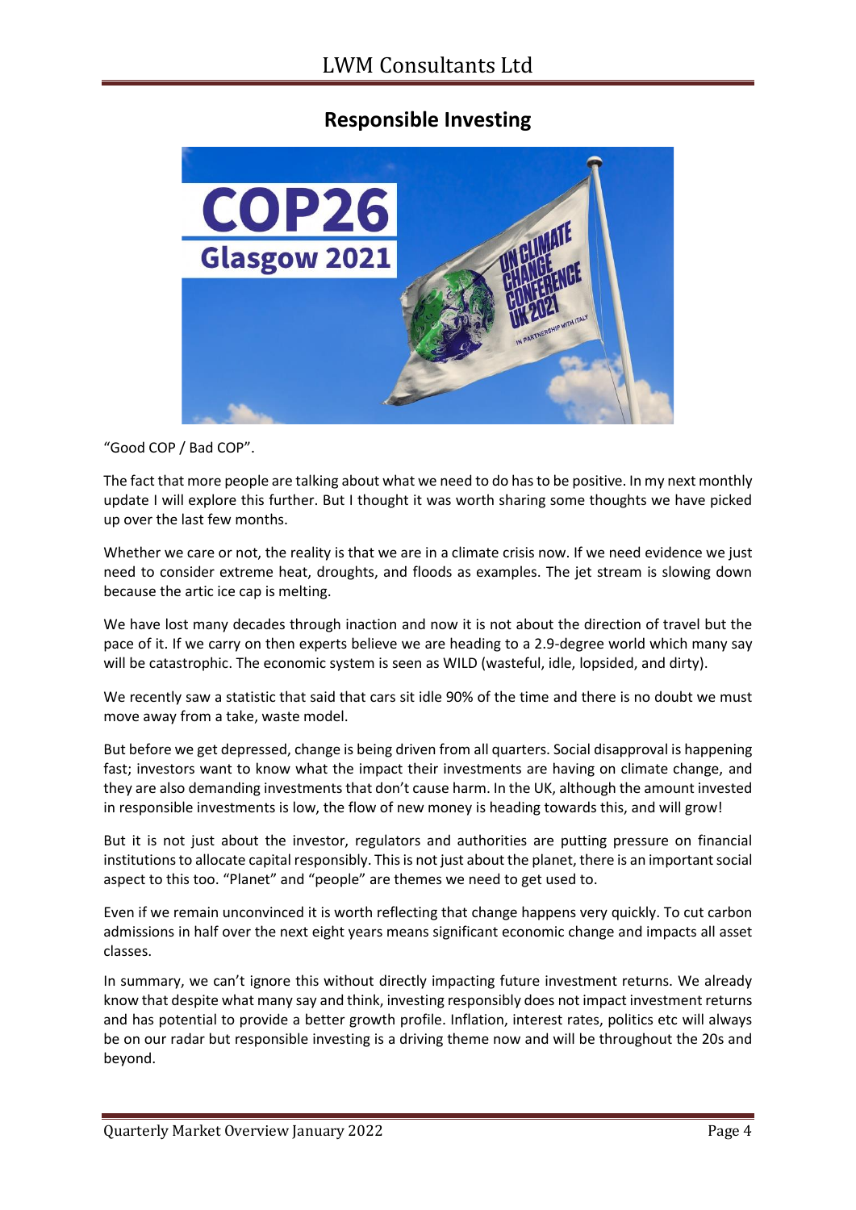## Responsible Investing

"Good COP / Bad COP".

The fact that more people are talking about what we need to do has to be positive. In my next monthly update I will explore this further. But I thought it was worth sharing some thoughts we have picked up over the last few months.

Whether we care or not, the reality is that we are in a climate crisis now. If we need evidence we just need to consider extreme heat, droughts, and floods as examples. The jet stream is slowing down because the artic ice cap is melting.

We have lost many decades through inaction and now it is not about the direction of travel but the pace of it. If we carry on then experts believe we are heading to a 2.9-degree world which many say will be catastrophic. The economic system is seen as WILD (wasteful, idle, lopsided, and dirty).

We recently saw a statistic that said that cars sit idle 90% of the time and there is no doubt we must move away from a take, waste model.

But before we get depressed, change is being driven from all quarters. Social disapproval is happening fast; investors want to know what the impact their investments are having on climate change, and they are also demanding investments that don't cause harm. In the UK, although the amount invested in responsible investments is low, the flow of new money is heading towards this, and will grow!

But it is not just about the investor, regulators and authorities are putting pressure on financial institutions to allocate capital responsibly. This is not just about the planet, there is an important social aspect to this too. "Planet" and "people" are themes we need to get used to.

Even if we remain unconvinced it is worth reflecting that change happens very quickly. To cut carbon admissions in half over the next eight years means significant economic change and impacts all asset classes.

In summary, we can't ignore this without directly impacting future investment returns. We already know that despite what many say and think, investing responsibly does not impact investment returns and has potential to provide a better growth profile. Inflation, interest rates, politics etc will always be on our radar but responsible investing is a driving theme now and will be throughout the 20s and beyond.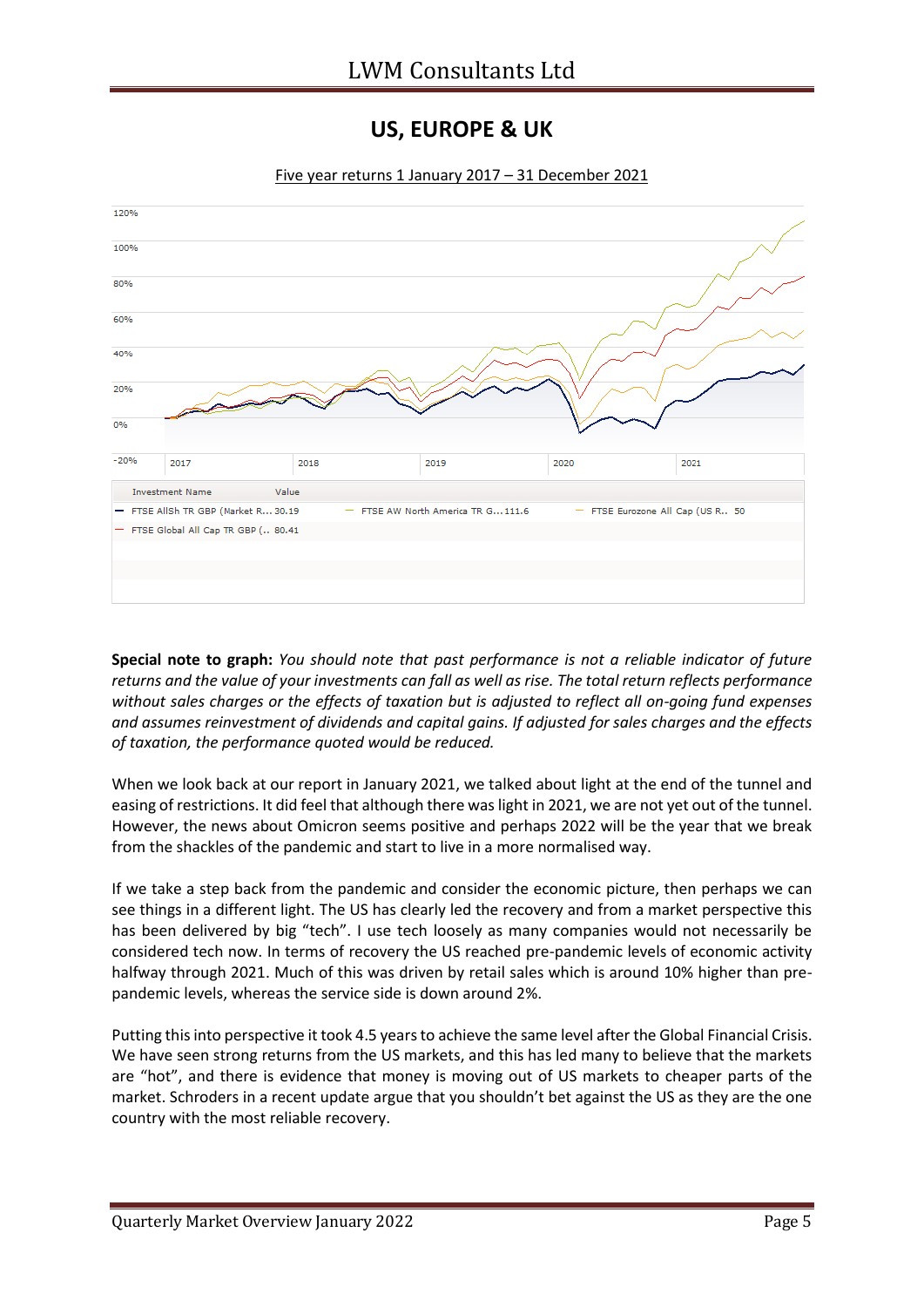## US, EUROPE & UK

Five year returns 1 January 2017 – 31 December 2021

| Investment Name | Value |
| --- | --- |
| FTSE AllSh TR GBP (Market R... | 30.19 |
| FTSE AW North America TR G... | 111.6 |
| FTSE Eurozone All Cap (US R.. | 50 |
| FTSE Global All Cap TR GBP (.. | 80.41 |

**Special note to graph:** *You should note that past performance is not a reliable indicator of future returns and the value of your investments can fall as well as rise. The total return reflects performance without sales charges or the effects of taxation but is adjusted to reflect all on-going fund expenses and assumes reinvestment of dividends and capital gains. If adjusted for sales charges and the effects of taxation, the performance quoted would be reduced.*

When we look back at our report in January 2021, we talked about light at the end of the tunnel and easing of restrictions. It did feel that although there was light in 2021, we are not yet out of the tunnel. However, the news about Omicron seems positive and perhaps 2022 will be the year that we break from the shackles of the pandemic and start to live in a more normalised way.

If we take a step back from the pandemic and consider the economic picture, then perhaps we can see things in a different light. The US has clearly led the recovery and from a market perspective this has been delivered by big "tech". I use tech loosely as many companies would not necessarily be considered tech now. In terms of recovery the US reached pre-pandemic levels of economic activity halfway through 2021. Much of this was driven by retail sales which is around 10% higher than pre-pandemic levels, whereas the service side is down around 2%.

Putting this into perspective it took 4.5 years to achieve the same level after the Global Financial Crisis. We have seen strong returns from the US markets, and this has led many to believe that the markets are "hot", and there is evidence that money is moving out of US markets to cheaper parts of the market. Schroders in a recent update argue that you shouldn't bet against the US as they are the one country with the most reliable recovery.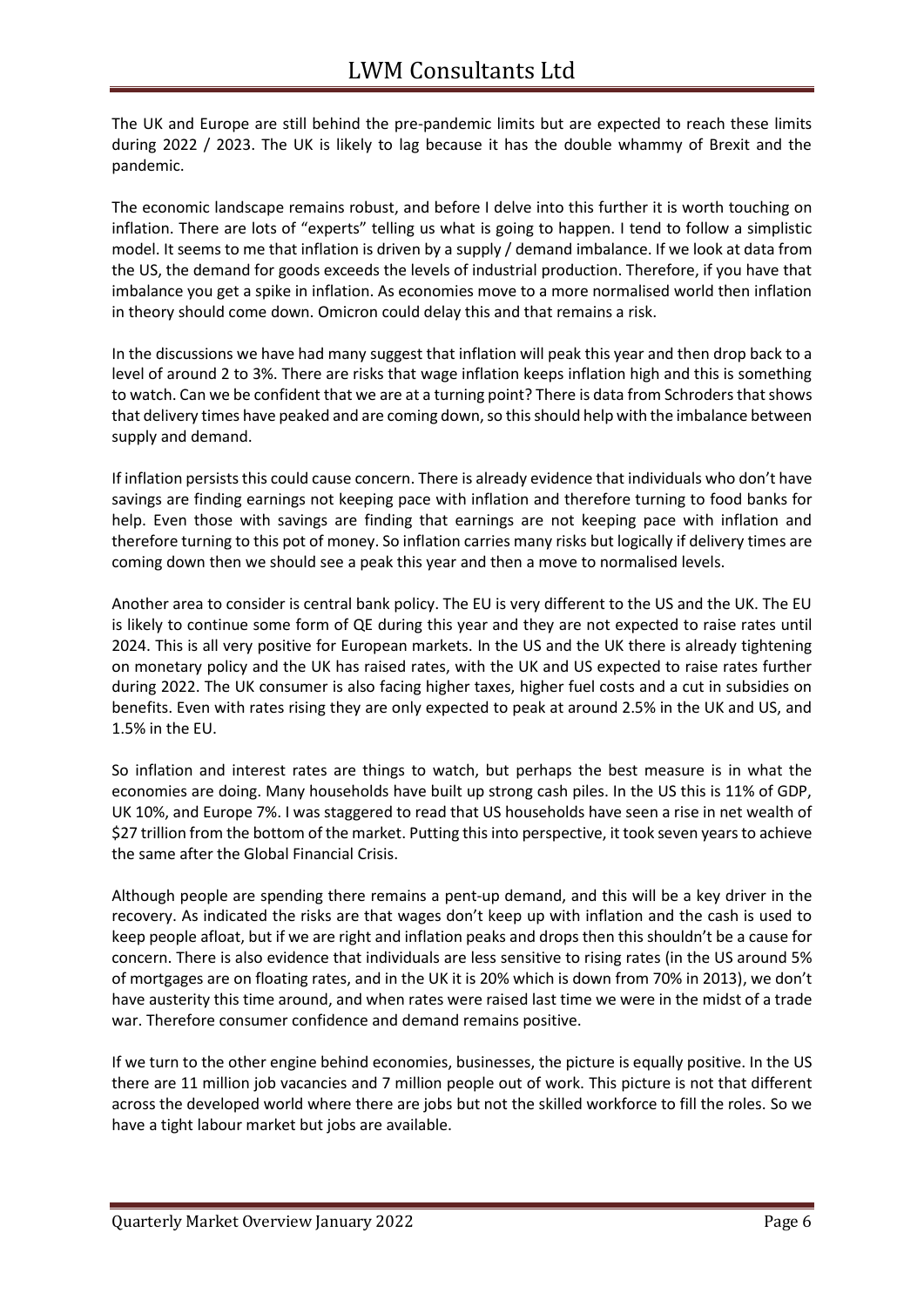The UK and Europe are still behind the pre-pandemic limits but are expected to reach these limits during 2022 / 2023. The UK is likely to lag because it has the double whammy of Brexit and the pandemic.

The economic landscape remains robust, and before I delve into this further it is worth touching on inflation. There are lots of "experts" telling us what is going to happen. I tend to follow a simplistic model. It seems to me that inflation is driven by a supply / demand imbalance. If we look at data from the US, the demand for goods exceeds the levels of industrial production. Therefore, if you have that imbalance you get a spike in inflation. As economies move to a more normalised world then inflation in theory should come down. Omicron could delay this and that remains a risk.

In the discussions we have had many suggest that inflation will peak this year and then drop back to a level of around 2 to 3%. There are risks that wage inflation keeps inflation high and this is something to watch. Can we be confident that we are at a turning point? There is data from Schroders that shows that delivery times have peaked and are coming down, so this should help with the imbalance between supply and demand.

If inflation persists this could cause concern. There is already evidence that individuals who don't have savings are finding earnings not keeping pace with inflation and therefore turning to food banks for help. Even those with savings are finding that earnings are not keeping pace with inflation and therefore turning to this pot of money. So inflation carries many risks but logically if delivery times are coming down then we should see a peak this year and then a move to normalised levels.

Another area to consider is central bank policy. The EU is very different to the US and the UK. The EU is likely to continue some form of QE during this year and they are not expected to raise rates until 2024. This is all very positive for European markets. In the US and the UK there is already tightening on monetary policy and the UK has raised rates, with the UK and US expected to raise rates further during 2022. The UK consumer is also facing higher taxes, higher fuel costs and a cut in subsidies on benefits. Even with rates rising they are only expected to peak at around 2.5% in the UK and US, and 1.5% in the EU.

So inflation and interest rates are things to watch, but perhaps the best measure is in what the economies are doing. Many households have built up strong cash piles. In the US this is 11% of GDP, UK 10%, and Europe 7%. I was staggered to read that US households have seen a rise in net wealth of $27 trillion from the bottom of the market. Putting this into perspective, it took seven years to achieve the same after the Global Financial Crisis.

Although people are spending there remains a pent-up demand, and this will be a key driver in the recovery. As indicated the risks are that wages don't keep up with inflation and the cash is used to keep people afloat, but if we are right and inflation peaks and drops then this shouldn't be a cause for concern. There is also evidence that individuals are less sensitive to rising rates (in the US around 5% of mortgages are on floating rates, and in the UK it is 20% which is down from 70% in 2013), we don't have austerity this time around, and when rates were raised last time we were in the midst of a trade war. Therefore consumer confidence and demand remains positive.

If we turn to the other engine behind economies, businesses, the picture is equally positive. In the US there are 11 million job vacancies and 7 million people out of work. This picture is not that different across the developed world where there are jobs but not the skilled workforce to fill the roles. So we have a tight labour market but jobs are available.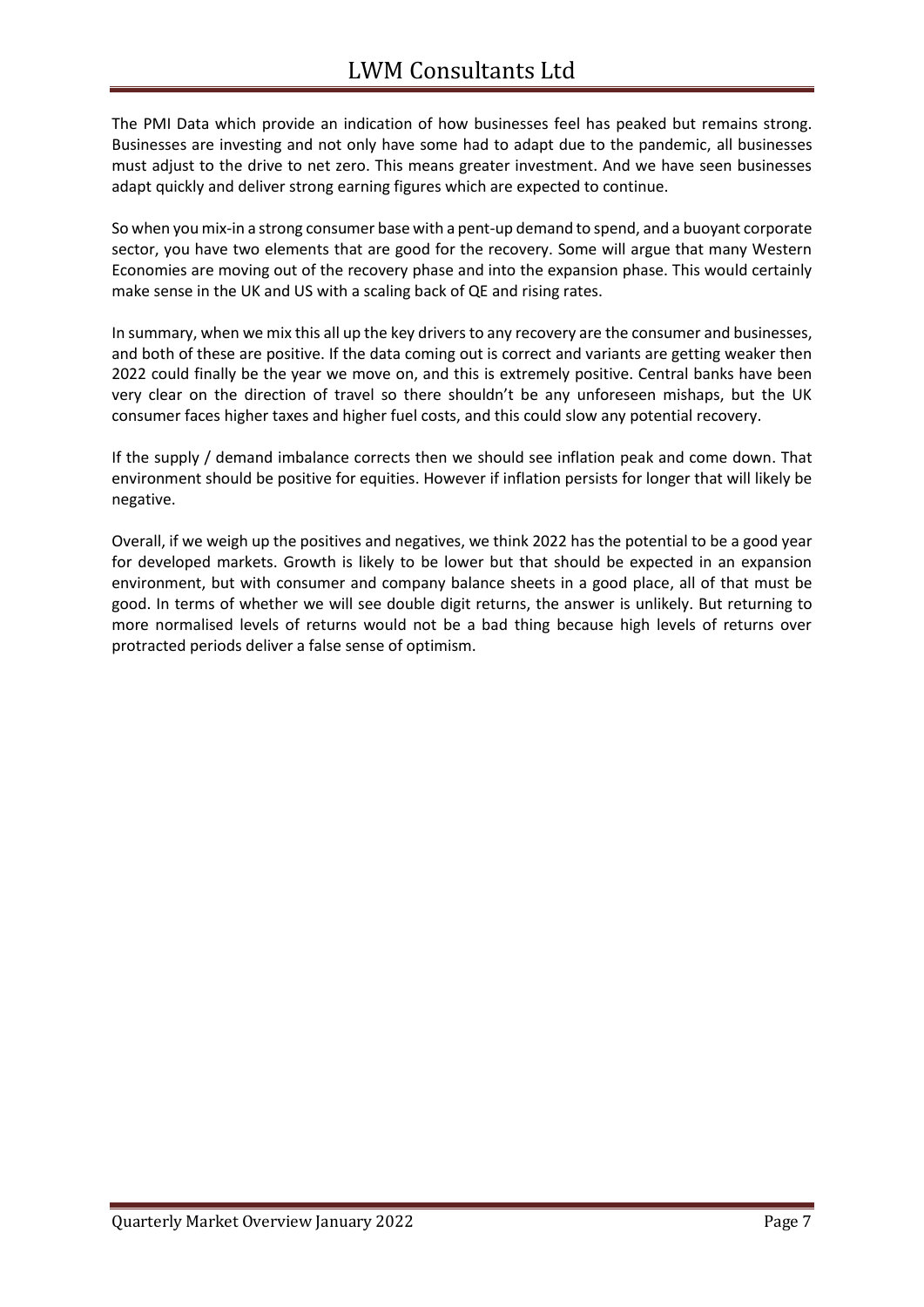The PMI Data which provide an indication of how businesses feel has peaked but remains strong. Businesses are investing and not only have some had to adapt due to the pandemic, all businesses must adjust to the drive to net zero. This means greater investment. And we have seen businesses adapt quickly and deliver strong earning figures which are expected to continue.

So when you mix-in a strong consumer base with a pent-up demand to spend, and a buoyant corporate sector, you have two elements that are good for the recovery. Some will argue that many Western Economies are moving out of the recovery phase and into the expansion phase. This would certainly make sense in the UK and US with a scaling back of QE and rising rates.

In summary, when we mix this all up the key drivers to any recovery are the consumer and businesses, and both of these are positive. If the data coming out is correct and variants are getting weaker then 2022 could finally be the year we move on, and this is extremely positive. Central banks have been very clear on the direction of travel so there shouldn't be any unforeseen mishaps, but the UK consumer faces higher taxes and higher fuel costs, and this could slow any potential recovery.

If the supply / demand imbalance corrects then we should see inflation peak and come down. That environment should be positive for equities. However if inflation persists for longer that will likely be negative.

Overall, if we weigh up the positives and negatives, we think 2022 has the potential to be a good year for developed markets. Growth is likely to be lower but that should be expected in an expansion environment, but with consumer and company balance sheets in a good place, all of that must be good. In terms of whether we will see double digit returns, the answer is unlikely. But returning to more normalised levels of returns would not be a bad thing because high levels of returns over protracted periods deliver a false sense of optimism.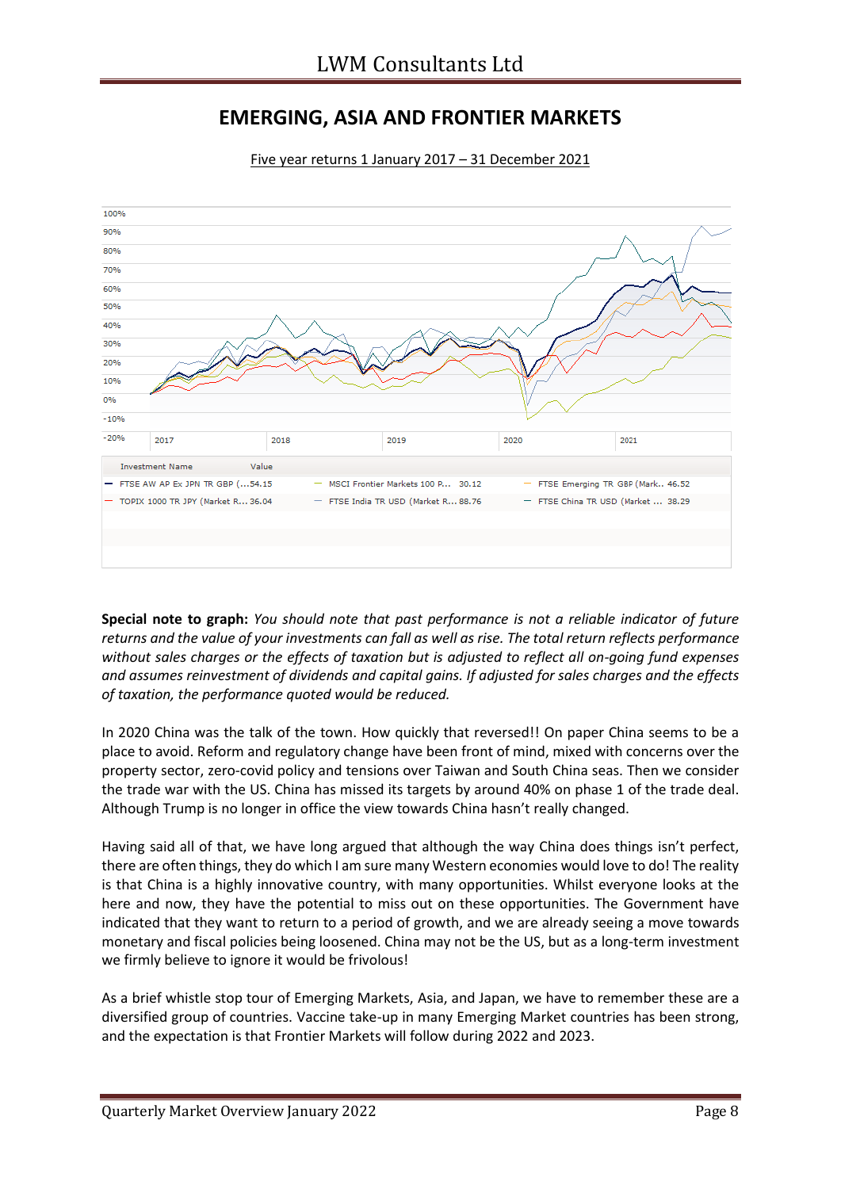# EMERGING, ASIA AND FRONTIER MARKETS

Five year returns 1 January 2017 – 31 December 2021

| Investment Name | Value | | | | |
|---|---|---|---|---|---|
| FTSE AW AP Ex JPN TR GBP (… | 54.15 | MSCI Frontier Markets 100 P… | 30.12 | FTSE Emerging TR GBP (Mark.. | 46.52 |
| TOPIX 1000 TR JPY (Market R… | 36.04 | FTSE India TR USD (Market R… | 88.76 | FTSE China TR USD (Market … | 38.29 |

**Special note to graph:** *You should note that past performance is not a reliable indicator of future returns and the value of your investments can fall as well as rise. The total return reflects performance without sales charges or the effects of taxation but is adjusted to reflect all on-going fund expenses and assumes reinvestment of dividends and capital gains. If adjusted for sales charges and the effects of taxation, the performance quoted would be reduced.*

In 2020 China was the talk of the town. How quickly that reversed!! On paper China seems to be a place to avoid. Reform and regulatory change have been front of mind, mixed with concerns over the property sector, zero-covid policy and tensions over Taiwan and South China seas. Then we consider the trade war with the US. China has missed its targets by around 40% on phase 1 of the trade deal. Although Trump is no longer in office the view towards China hasn't really changed.

Having said all of that, we have long argued that although the way China does things isn't perfect, there are often things, they do which I am sure many Western economies would love to do! The reality is that China is a highly innovative country, with many opportunities. Whilst everyone looks at the here and now, they have the potential to miss out on these opportunities. The Government have indicated that they want to return to a period of growth, and we are already seeing a move towards monetary and fiscal policies being loosened. China may not be the US, but as a long-term investment we firmly believe to ignore it would be frivolous!

As a brief whistle stop tour of Emerging Markets, Asia, and Japan, we have to remember these are a diversified group of countries. Vaccine take-up in many Emerging Market countries has been strong, and the expectation is that Frontier Markets will follow during 2022 and 2023.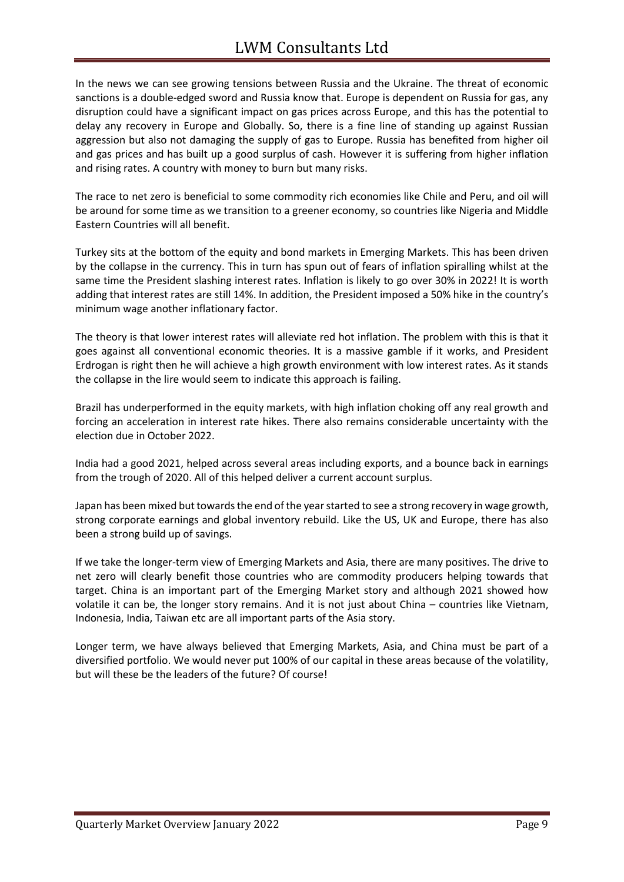In the news we can see growing tensions between Russia and the Ukraine. The threat of economic sanctions is a double-edged sword and Russia know that. Europe is dependent on Russia for gas, any disruption could have a significant impact on gas prices across Europe, and this has the potential to delay any recovery in Europe and Globally. So, there is a fine line of standing up against Russian aggression but also not damaging the supply of gas to Europe. Russia has benefited from higher oil and gas prices and has built up a good surplus of cash. However it is suffering from higher inflation and rising rates. A country with money to burn but many risks.

The race to net zero is beneficial to some commodity rich economies like Chile and Peru, and oil will be around for some time as we transition to a greener economy, so countries like Nigeria and Middle Eastern Countries will all benefit.

Turkey sits at the bottom of the equity and bond markets in Emerging Markets. This has been driven by the collapse in the currency. This in turn has spun out of fears of inflation spiralling whilst at the same time the President slashing interest rates. Inflation is likely to go over 30% in 2022! It is worth adding that interest rates are still 14%. In addition, the President imposed a 50% hike in the country's minimum wage another inflationary factor.

The theory is that lower interest rates will alleviate red hot inflation. The problem with this is that it goes against all conventional economic theories. It is a massive gamble if it works, and President Erdrogan is right then he will achieve a high growth environment with low interest rates. As it stands the collapse in the lire would seem to indicate this approach is failing.

Brazil has underperformed in the equity markets, with high inflation choking off any real growth and forcing an acceleration in interest rate hikes. There also remains considerable uncertainty with the election due in October 2022.

India had a good 2021, helped across several areas including exports, and a bounce back in earnings from the trough of 2020. All of this helped deliver a current account surplus.

Japan has been mixed but towards the end of the year started to see a strong recovery in wage growth, strong corporate earnings and global inventory rebuild. Like the US, UK and Europe, there has also been a strong build up of savings.

If we take the longer-term view of Emerging Markets and Asia, there are many positives. The drive to net zero will clearly benefit those countries who are commodity producers helping towards that target. China is an important part of the Emerging Market story and although 2021 showed how volatile it can be, the longer story remains. And it is not just about China – countries like Vietnam, Indonesia, India, Taiwan etc are all important parts of the Asia story.

Longer term, we have always believed that Emerging Markets, Asia, and China must be part of a diversified portfolio. We would never put 100% of our capital in these areas because of the volatility, but will these be the leaders of the future? Of course!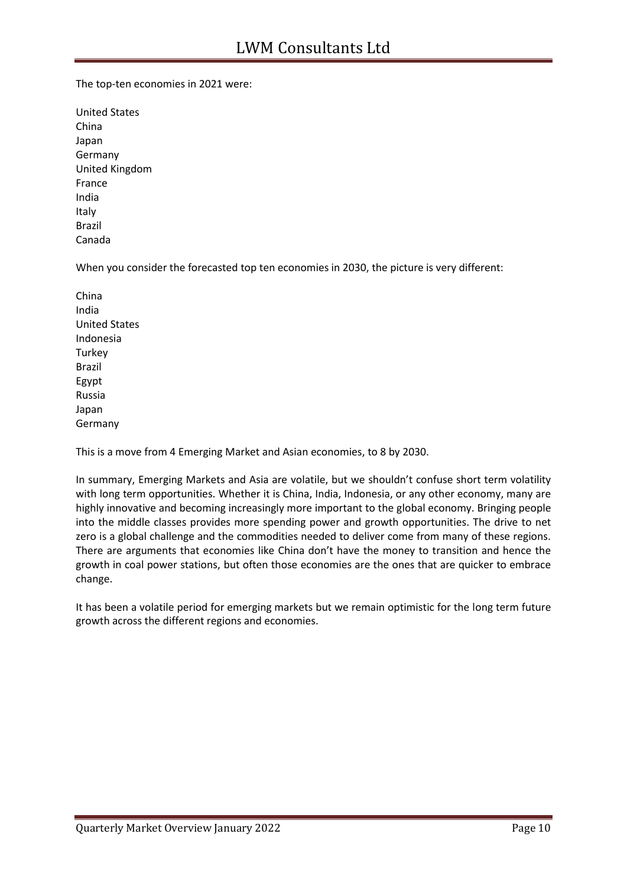The top-ten economies in 2021 were:

United States
China
Japan
Germany
United Kingdom
France
India
Italy
Brazil
Canada

When you consider the forecasted top ten economies in 2030, the picture is very different:

China
India
United States
Indonesia
Turkey
Brazil
Egypt
Russia
Japan
Germany

This is a move from 4 Emerging Market and Asian economies, to 8 by 2030.

In summary, Emerging Markets and Asia are volatile, but we shouldn't confuse short term volatility with long term opportunities. Whether it is China, India, Indonesia, or any other economy, many are highly innovative and becoming increasingly more important to the global economy. Bringing people into the middle classes provides more spending power and growth opportunities. The drive to net zero is a global challenge and the commodities needed to deliver come from many of these regions. There are arguments that economies like China don't have the money to transition and hence the growth in coal power stations, but often those economies are the ones that are quicker to embrace change.

It has been a volatile period for emerging markets but we remain optimistic for the long term future growth across the different regions and economies.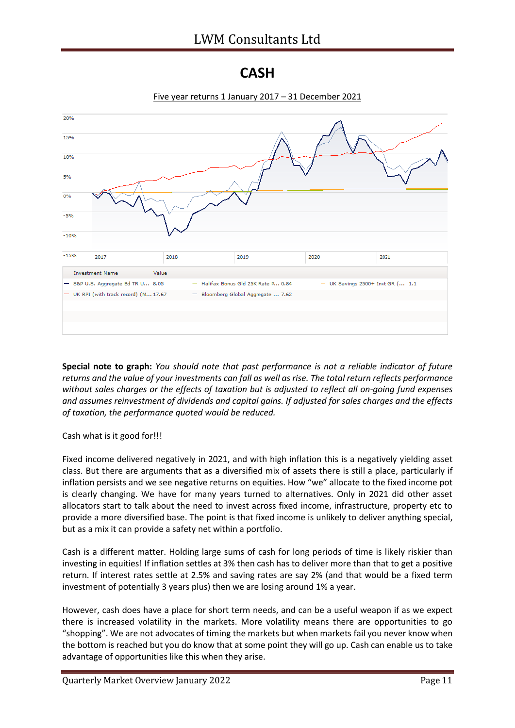# CASH

Five year returns 1 January 2017 – 31 December 2021

| Investment Name | Value |
| --- | --- |
| S&P U.S. Aggregate Bd TR U... | 8.05 |
| Halifax Bonus Gld 25K Rate P... | 0.84 |
| UK Savings 2500+ Invt GR (... | 1.1 |
| UK RPI (with track record) (M... | 17.67 |
| Bloomberg Global Aggregate ... | 7.62 |

**Special note to graph:** *You should note that past performance is not a reliable indicator of future returns and the value of your investments can fall as well as rise. The total return reflects performance without sales charges or the effects of taxation but is adjusted to reflect all on-going fund expenses and assumes reinvestment of dividends and capital gains. If adjusted for sales charges and the effects of taxation, the performance quoted would be reduced.*

Cash what is it good for!!!

Fixed income delivered negatively in 2021, and with high inflation this is a negatively yielding asset class. But there are arguments that as a diversified mix of assets there is still a place, particularly if inflation persists and we see negative returns on equities. How "we" allocate to the fixed income pot is clearly changing. We have for many years turned to alternatives. Only in 2021 did other asset allocators start to talk about the need to invest across fixed income, infrastructure, property etc to provide a more diversified base. The point is that fixed income is unlikely to deliver anything special, but as a mix it can provide a safety net within a portfolio.

Cash is a different matter. Holding large sums of cash for long periods of time is likely riskier than investing in equities! If inflation settles at 3% then cash has to deliver more than that to get a positive return. If interest rates settle at 2.5% and saving rates are say 2% (and that would be a fixed term investment of potentially 3 years plus) then we are losing around 1% a year.

However, cash does have a place for short term needs, and can be a useful weapon if as we expect there is increased volatility in the markets. More volatility means there are opportunities to go "shopping". We are not advocates of timing the markets but when markets fail you never know when the bottom is reached but you do know that at some point they will go up. Cash can enable us to take advantage of opportunities like this when they arise.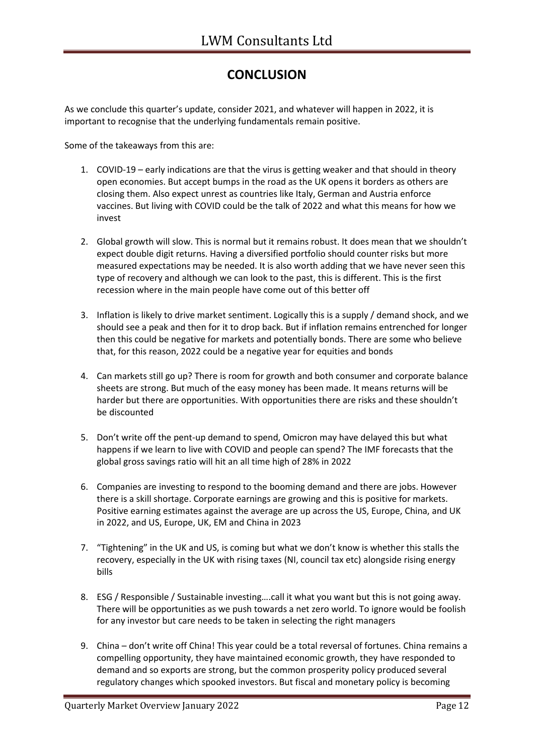# CONCLUSION

As we conclude this quarter's update, consider 2021, and whatever will happen in 2022, it is important to recognise that the underlying fundamentals remain positive.

Some of the takeaways from this are:

1. COVID-19 – early indications are that the virus is getting weaker and that should in theory open economies. But accept bumps in the road as the UK opens it borders as others are closing them. Also expect unrest as countries like Italy, German and Austria enforce vaccines. But living with COVID could be the talk of 2022 and what this means for how we invest

2. Global growth will slow. This is normal but it remains robust. It does mean that we shouldn't expect double digit returns. Having a diversified portfolio should counter risks but more measured expectations may be needed. It is also worth adding that we have never seen this type of recovery and although we can look to the past, this is different. This is the first recession where in the main people have come out of this better off

3. Inflation is likely to drive market sentiment. Logically this is a supply / demand shock, and we should see a peak and then for it to drop back. But if inflation remains entrenched for longer then this could be negative for markets and potentially bonds. There are some who believe that, for this reason, 2022 could be a negative year for equities and bonds

4. Can markets still go up? There is room for growth and both consumer and corporate balance sheets are strong. But much of the easy money has been made. It means returns will be harder but there are opportunities. With opportunities there are risks and these shouldn't be discounted

5. Don't write off the pent-up demand to spend, Omicron may have delayed this but what happens if we learn to live with COVID and people can spend? The IMF forecasts that the global gross savings ratio will hit an all time high of 28% in 2022

6. Companies are investing to respond to the booming demand and there are jobs. However there is a skill shortage. Corporate earnings are growing and this is positive for markets. Positive earning estimates against the average are up across the US, Europe, China, and UK in 2022, and US, Europe, UK, EM and China in 2023

7. "Tightening" in the UK and US, is coming but what we don't know is whether this stalls the recovery, especially in the UK with rising taxes (NI, council tax etc) alongside rising energy bills

8. ESG / Responsible / Sustainable investing….call it what you want but this is not going away. There will be opportunities as we push towards a net zero world. To ignore would be foolish for any investor but care needs to be taken in selecting the right managers

9. China – don't write off China! This year could be a total reversal of fortunes. China remains a compelling opportunity, they have maintained economic growth, they have responded to demand and so exports are strong, but the common prosperity policy produced several regulatory changes which spooked investors. But fiscal and monetary policy is becoming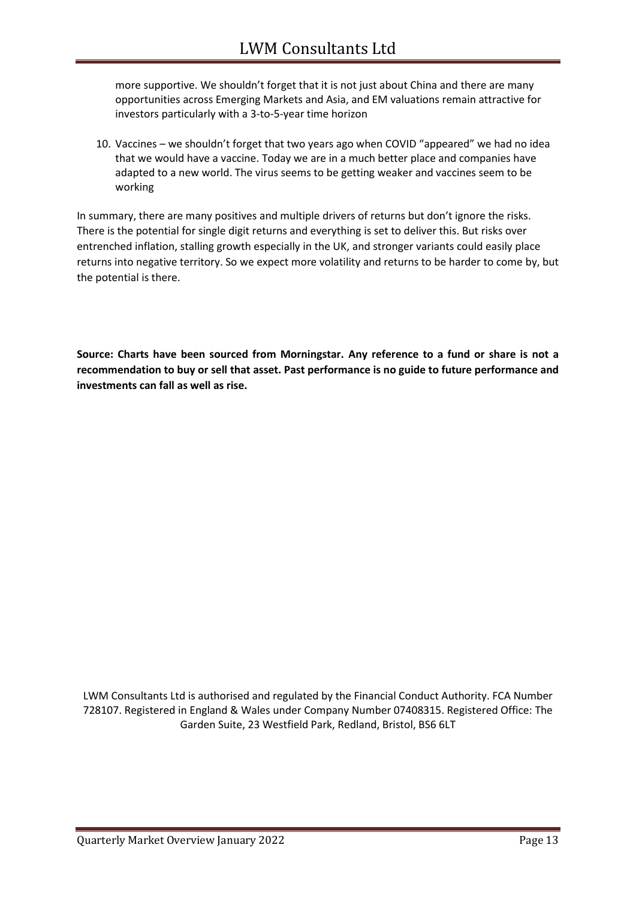more supportive. We shouldn't forget that it is not just about China and there are many opportunities across Emerging Markets and Asia, and EM valuations remain attractive for investors particularly with a 3-to-5-year time horizon

10. Vaccines – we shouldn't forget that two years ago when COVID "appeared" we had no idea that we would have a vaccine. Today we are in a much better place and companies have adapted to a new world. The virus seems to be getting weaker and vaccines seem to be working

In summary, there are many positives and multiple drivers of returns but don't ignore the risks. There is the potential for single digit returns and everything is set to deliver this. But risks over entrenched inflation, stalling growth especially in the UK, and stronger variants could easily place returns into negative territory. So we expect more volatility and returns to be harder to come by, but the potential is there.

**Source: Charts have been sourced from Morningstar. Any reference to a fund or share is not a recommendation to buy or sell that asset. Past performance is no guide to future performance and investments can fall as well as rise.**

LWM Consultants Ltd is authorised and regulated by the Financial Conduct Authority. FCA Number 728107. Registered in England & Wales under Company Number 07408315. Registered Office: The Garden Suite, 23 Westfield Park, Redland, Bristol, BS6 6LT